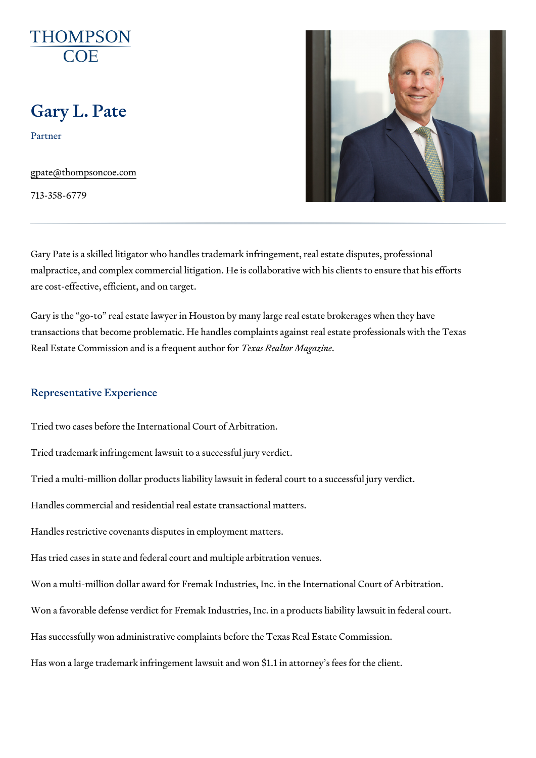THOMPSON COE

# Gary L. Pate

Partner

gpate@thompsoncoe.com

713-358-6779

Gary Pate is a skilled litigator who handles trademark infringement, real estate disputes, professional malpractice, and complex commercial litigation. He is collaborative with his clients to ensure that his efforts are cost-effective, efficient, and on target.

Gary is the "go-to" real estate lawyer in Houston by many large real estate brokerages when they have transactions that become problematic. He handles complaints against real estate professionals with the Texas Real Estate Commission and is a frequent author for *Texas Realtor Magazine*.

## Representative Experience

Tried two cases before the International Court of Arbitration.

Tried trademark infringement lawsuit to a successful jury verdict.

Tried a multi-million dollar products liability lawsuit in federal court to a successful jury verdict.

Handles commercial and residential real estate transactional matters.

Handles restrictive covenants disputes in employment matters.

Has tried cases in state and federal court and multiple arbitration venues.

Won a multi-million dollar award for Fremak Industries, Inc. in the International Court of Arbitration.

Won a favorable defense verdict for Fremak Industries, Inc. in a products liability lawsuit in federal court.

Has successfully won administrative complaints before the Texas Real Estate Commission.

Has won a large trademark infringement lawsuit and won $1.1 in attorney's fees for the client.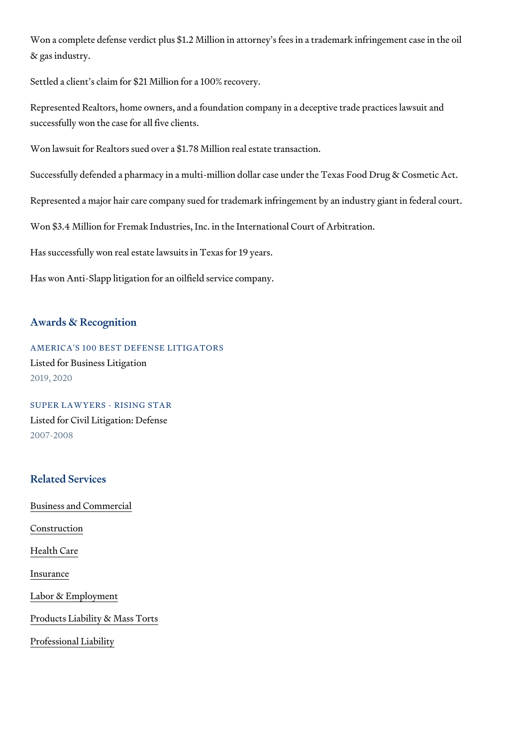Won a complete defense verdict plus $1.2 Million in attorney's fees in a trademark infringement case in the oil & gas industry.

Settled a client's claim for $21 Million for a 100% recovery.

Represented Realtors, home owners, and a foundation company in a deceptive trade practices lawsuit and successfully won the case for all five clients.

Won lawsuit for Realtors sued over a $1.78 Million real estate transaction.

Successfully defended a pharmacy in a multi-million dollar case under the Texas Food Drug & Cosmetic Act.

Represented a major hair care company sued for trademark infringement by an industry giant in federal court.

Won $3.4 Million for Fremak Industries, Inc. in the International Court of Arbitration.

Has successfully won real estate lawsuits in Texas for 19 years.

Has won Anti-Slapp litigation for an oilfield service company.

## Awards & Recognition

### AMERICA'S 100 BEST DEFENSE LITIGATORS

Listed for Business Litigation

2019, 2020

### SUPER LAWYERS - RISING STAR

Listed for Civil Litigation: Defense

2007-2008

## Related Services

Business and Commercial

Construction

Health Care

Insurance

Labor & Employment

Products Liability & Mass Torts

Professional Liability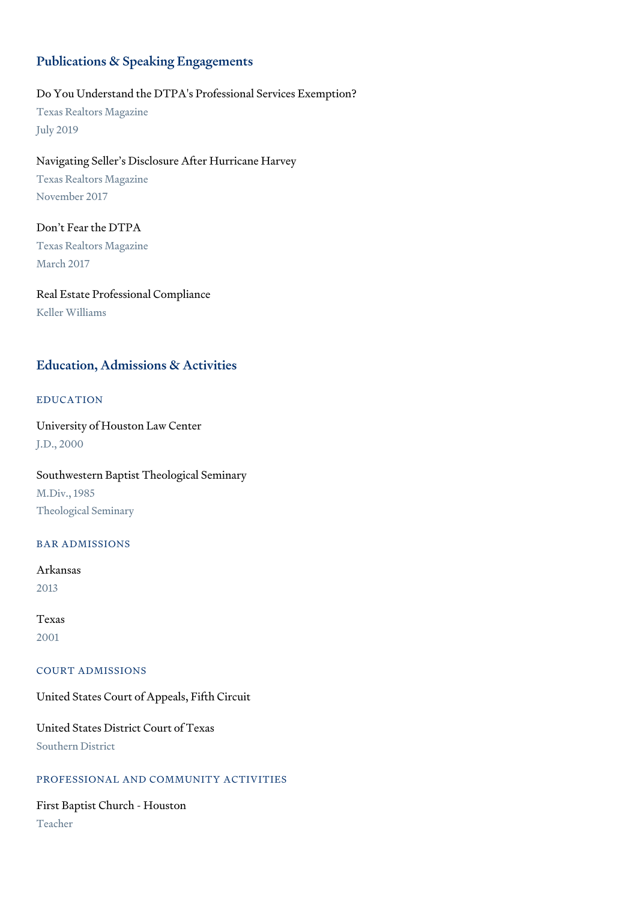## Publications & Speaking Engagements

Do You Understand the DTPA's Professional Services Exemption?
Texas Realtors Magazine
July 2019

Navigating Seller's Disclosure After Hurricane Harvey
Texas Realtors Magazine
November 2017

Don't Fear the DTPA
Texas Realtors Magazine
March 2017

Real Estate Professional Compliance
Keller Williams

## Education, Admissions & Activities

### EDUCATION

University of Houston Law Center
J.D., 2000

Southwestern Baptist Theological Seminary
M.Div., 1985
Theological Seminary

### BAR ADMISSIONS

Arkansas
2013

Texas
2001

### COURT ADMISSIONS

United States Court of Appeals, Fifth Circuit

United States District Court of Texas
Southern District

### PROFESSIONAL AND COMMUNITY ACTIVITIES

First Baptist Church - Houston
Teacher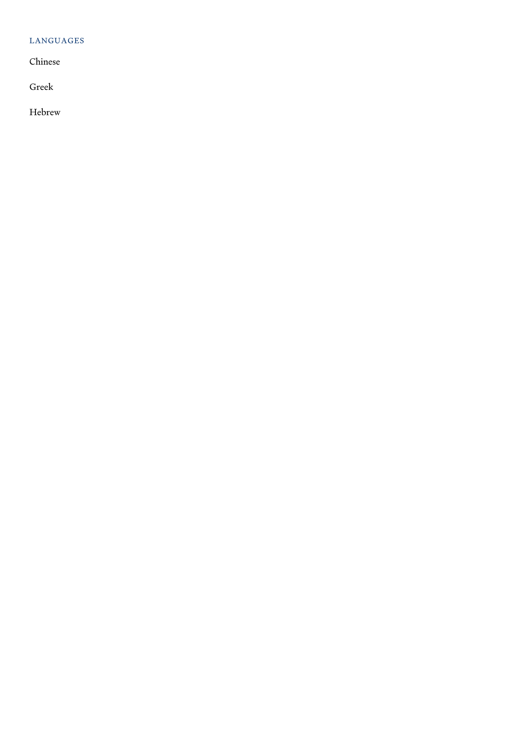## LANGUAGES

Chinese

Greek

Hebrew